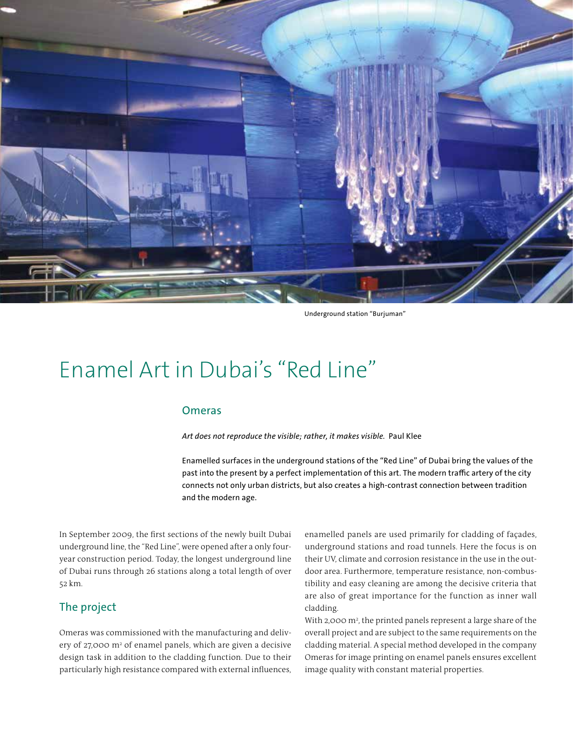Underground station "Burjuman"

# Enamel Art in Dubai's "Red Line"

## Omeras

*Art does not reproduce the visible; rather, it makes visible.* Paul Klee

**Enamelled surfaces in the underground stations of the "Red Line" of Dubai bring the values of the past into the present by a perfect implementation of this art. The modern traffic artery of the city connects not only urban districts, but also creates a high-contrast connection between tradition and the modern age.**

In September 2009, the first sections of the newly built Dubai underground line, the "Red Line", were opened after a only four-year construction period. Today, the longest underground line of Dubai runs through 26 stations along a total length of over 52 km.

## The project

Omeras was commissioned with the manufacturing and delivery of 27,000 m² of enamel panels, which are given a decisive design task in addition to the cladding function. Due to their particularly high resistance compared with external influences, enamelled panels are used primarily for cladding of façades, underground stations and road tunnels. Here the focus is on their UV, climate and corrosion resistance in the use in the outdoor area. Furthermore, temperature resistance, non-combustibility and easy cleaning are among the decisive criteria that are also of great importance for the function as inner wall cladding.

With 2,000 m², the printed panels represent a large share of the overall project and are subject to the same requirements on the cladding material. A special method developed in the company Omeras for image printing on enamel panels ensures excellent image quality with constant material properties.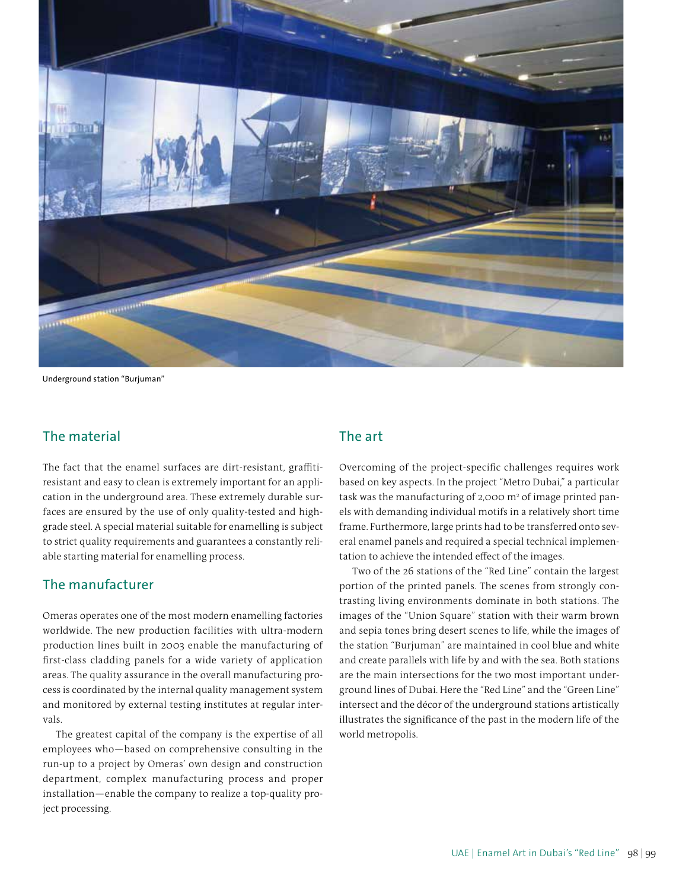Underground station "Burjuman"

## The material

The fact that the enamel surfaces are dirt-resistant, graffiti-resistant and easy to clean is extremely important for an application in the underground area. These extremely durable surfaces are ensured by the use of only quality-tested and high-grade steel. A special material suitable for enamelling is subject to strict quality requirements and guarantees a constantly reliable starting material for enamelling process.

## The manufacturer

Omeras operates one of the most modern enamelling factories worldwide. The new production facilities with ultra-modern production lines built in 2003 enable the manufacturing of first-class cladding panels for a wide variety of application areas. The quality assurance in the overall manufacturing process is coordinated by the internal quality management system and monitored by external testing institutes at regular intervals.

The greatest capital of the company is the expertise of all employees who—based on comprehensive consulting in the run-up to a project by Omeras' own design and construction department, complex manufacturing process and proper installation—enable the company to realize a top-quality project processing.

## The art

Overcoming of the project-specific challenges requires work based on key aspects. In the project "Metro Dubai," a particular task was the manufacturing of 2,000 $m^2$ of image printed panels with demanding individual motifs in a relatively short time frame. Furthermore, large prints had to be transferred onto several enamel panels and required a special technical implementation to achieve the intended effect of the images.

Two of the 26 stations of the "Red Line" contain the largest portion of the printed panels. The scenes from strongly contrasting living environments dominate in both stations. The images of the "Union Square" station with their warm brown and sepia tones bring desert scenes to life, while the images of the station "Burjuman" are maintained in cool blue and white and create parallels with life by and with the sea. Both stations are the main intersections for the two most important underground lines of Dubai. Here the "Red Line" and the "Green Line" intersect and the décor of the underground stations artistically illustrates the significance of the past in the modern life of the world metropolis.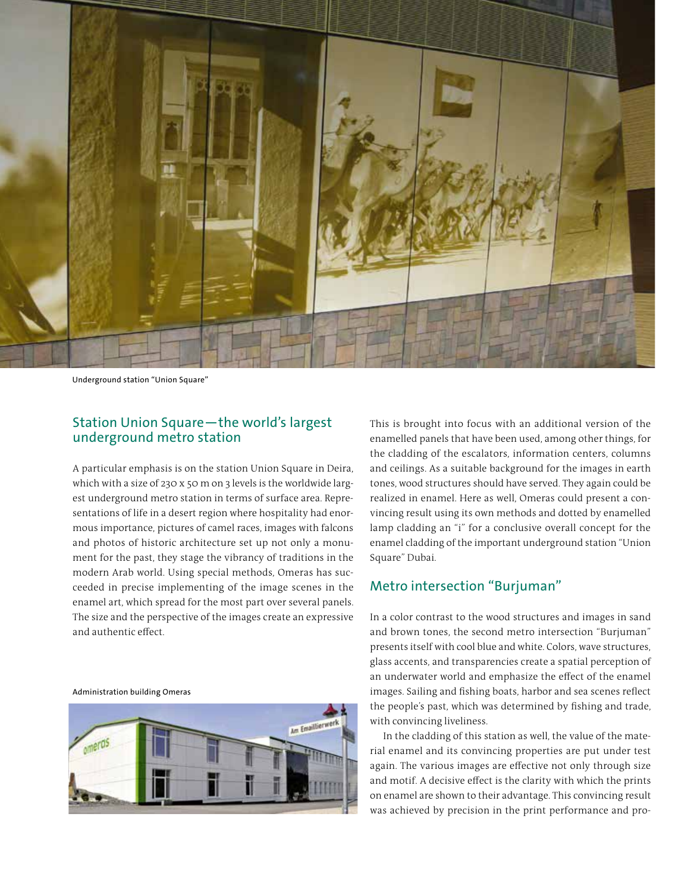Underground station "Union Square"

## Station Union Square—the world's largest underground metro station

A particular emphasis is on the station Union Square in Deira, which with a size of 230 x 50 m on 3 levels is the worldwide largest underground metro station in terms of surface area. Representations of life in a desert region where hospitality had enormous importance, pictures of camel races, images with falcons and photos of historic architecture set up not only a monument for the past, they stage the vibrancy of traditions in the modern Arab world. Using special methods, Omeras has succeeded in precise implementing of the image scenes in the enamel art, which spread for the most part over several panels. The size and the perspective of the images create an expressive and authentic effect.

Administration building Omeras

This is brought into focus with an additional version of the enamelled panels that have been used, among other things, for the cladding of the escalators, information centers, columns and ceilings. As a suitable background for the images in earth tones, wood structures should have served. They again could be realized in enamel. Here as well, Omeras could present a convincing result using its own methods and dotted by enamelled lamp cladding an "i" for a conclusive overall concept for the enamel cladding of the important underground station "Union Square" Dubai.

## Metro intersection "Burjuman"

In a color contrast to the wood structures and images in sand and brown tones, the second metro intersection "Burjuman" presents itself with cool blue and white. Colors, wave structures, glass accents, and transparencies create a spatial perception of an underwater world and emphasize the effect of the enamel images. Sailing and fishing boats, harbor and sea scenes reflect the people's past, which was determined by fishing and trade, with convincing liveliness.

In the cladding of this station as well, the value of the material enamel and its convincing properties are put under test again. The various images are effective not only through size and motif. A decisive effect is the clarity with which the prints on enamel are shown to their advantage. This convincing result was achieved by precision in the print performance and pro-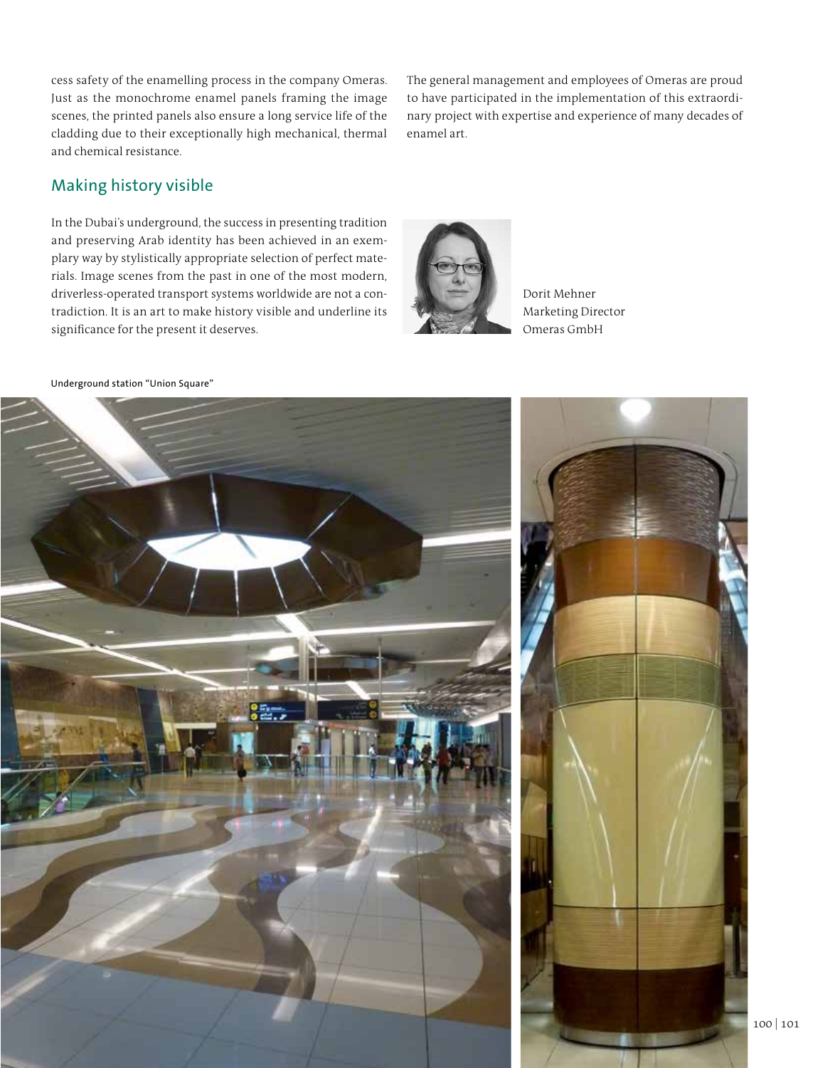cess safety of the enamelling process in the company Omeras. Just as the monochrome enamel panels framing the image scenes, the printed panels also ensure a long service life of the cladding due to their exceptionally high mechanical, thermal and chemical resistance.

## Making history visible

In the Dubai's underground, the success in presenting tradition and preserving Arab identity has been achieved in an exemplary way by stylistically appropriate selection of perfect materials. Image scenes from the past in one of the most modern, driverless-operated transport systems worldwide are not a contradiction. It is an art to make history visible and underline its significance for the present it deserves.

The general management and employees of Omeras are proud to have participated in the implementation of this extraordinary project with expertise and experience of many decades of enamel art.

Dorit Mehner
Marketing Director
Omeras GmbH

Underground station "Union Square"